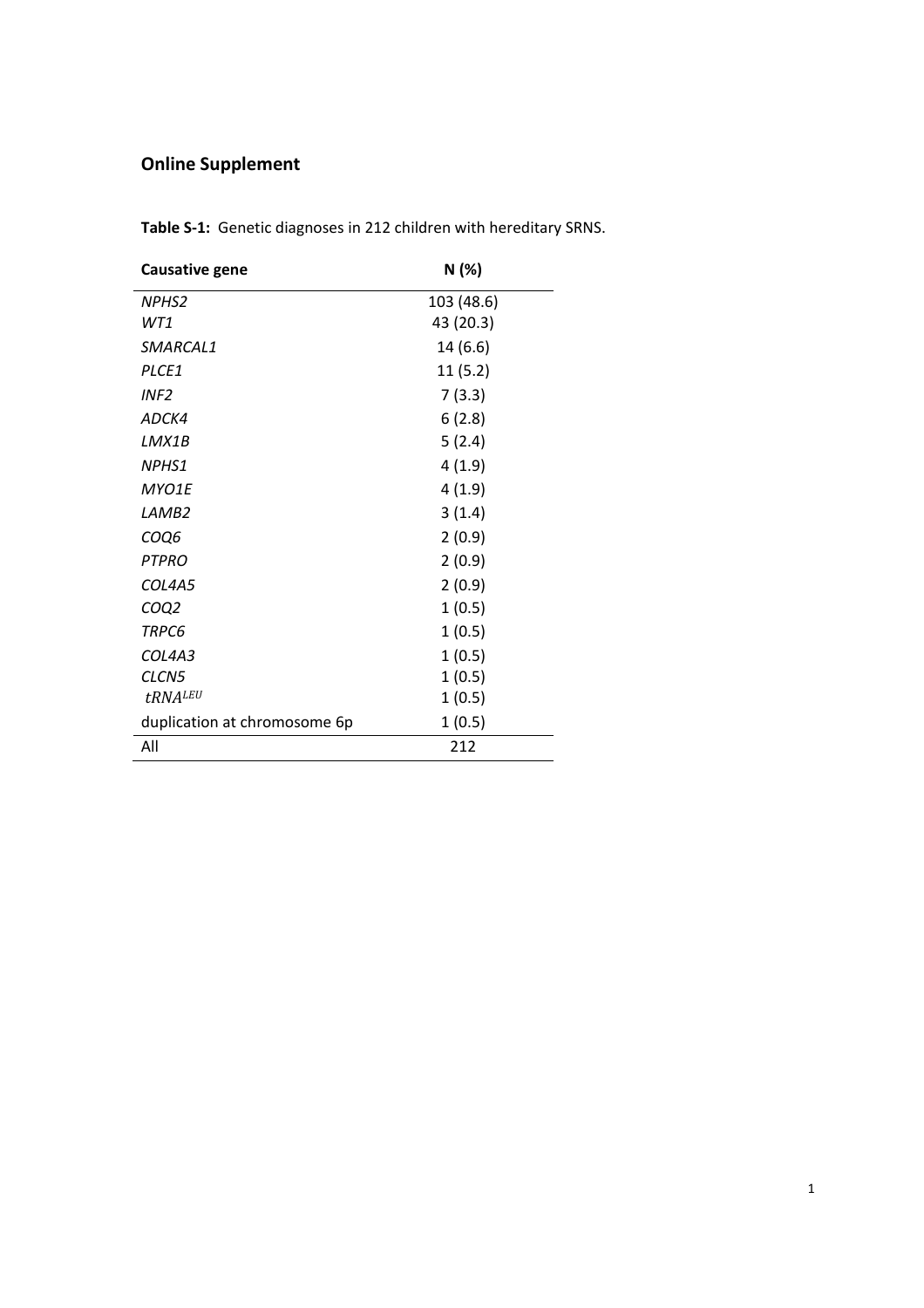## Online Supplement

**Table S-1:** Genetic diagnoses in 212 children with hereditary SRNS.

| Causative gene | N (%) |
|---|---|
| *NPHS2* | 103 (48.6) |
| *WT1* | 43 (20.3) |
| *SMARCAL1* | 14 (6.6) |
| *PLCE1* | 11 (5.2) |
| *INF2* | 7 (3.3) |
| *ADCK4* | 6 (2.8) |
| *LMX1B* | 5 (2.4) |
| *NPHS1* | 4 (1.9) |
| *MYO1E* | 4 (1.9) |
| *LAMB2* | 3 (1.4) |
| *COQ6* | 2 (0.9) |
| *PTPRO* | 2 (0.9) |
| *COL4A5* | 2 (0.9) |
| *COQ2* | 1 (0.5) |
| *TRPC6* | 1 (0.5) |
| *COL4A3* | 1 (0.5) |
| *CLCN5* | 1 (0.5) |
| $tRNA^{LEU}$ | 1 (0.5) |
| duplication at chromosome 6p | 1 (0.5) |
| All | 212 |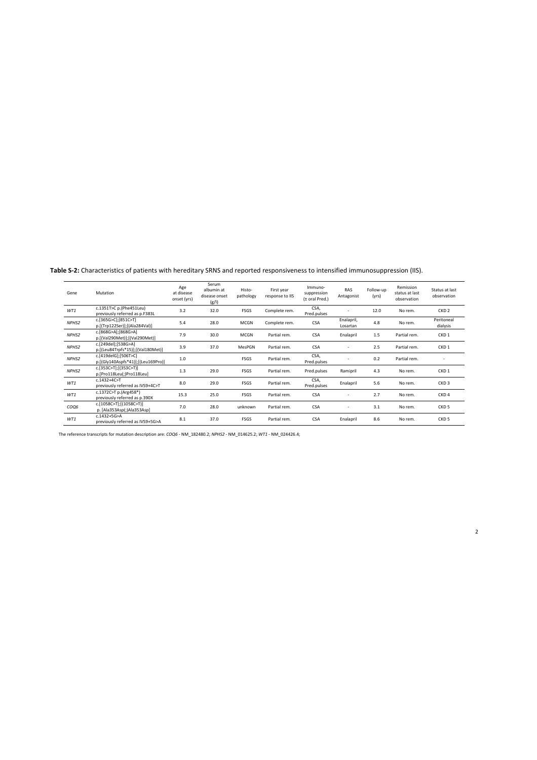**Table S-2:** Characteristics of patients with hereditary SRNS and reported responsiveness to intensified immunosuppression (IIS).

| Gene | Mutation | Age at disease onset (yrs) | Serum albumin at disease onset (g/l) | Histo-pathology | First year response to IIS | Immuno-suppression (± oral Pred.) | RAS Antagonist | Follow-up (yrs) | Remission status at last observation | Status at last observation |
|---|---|---|---|---|---|---|---|---|---|---|
| *WT1* | c.1351T>C p.(Phe451Leu) previously referred as p.F383L | 3.2 | 32.0 | FSGS | Complete rem. | CSA, Pred.pulses | - | 12.0 | No rem. | CKD 2 |
| *NPHS2* | c.[365G>C];[851C>T] p.[(Trp122Ser)];[(Ala284Val)] | 5.4 | 28.0 | MCGN | Complete rem. | CSA | Enalapril, Losartan | 4.8 | No rem. | Peritoneal dialysis |
| *NPHS2* | c.[868G>A];[868G>A] p.[(Val290Met)];[(Val290Met)] | 7.9 | 30.0 | MCGN | Partial rem. | CSA | Enalapril | 1.5 | Partial rem. | CKD 1 |
| *NPHS2* | c.[249del];[538G>A] p.[(Leu84Trpfs*15)];[(Val180Met)] | 3.9 | 37.0 | MesPGN | Partial rem. | CSA | - | 2.5 | Partial rem. | CKD 1 |
| *NPHS2* | c.[419delG];[506T>C] p.[(Gly140Aspfs*41)];[(Leu169Pro)] | 1.0 | | FSGS | Partial rem. | CSA, Pred.pulses | - | 0.2 | Partial rem. | - |
| *NPHS2* | c.[353C>T];[(353C>T)] p.[Pro118Leu(;)Pro118Leu] | 1.3 | 29.0 | FSGS | Partial rem. | Pred.pulses | Ramipril | 4.3 | No rem. | CKD 1 |
| *WT1* | c.1432+4C>T previously referred as IVS9+4C>T | 8.0 | 29.0 | FSGS | Partial rem. | CSA, Pred.pulses | Enalapril | 5.6 | No rem. | CKD 3 |
| *WT1* | c.1372C>T p.(Arg458*) previously referred as p.390X | 15.3 | 25.0 | FSGS | Partial rem. | CSA | - | 2.7 | No rem. | CKD 4 |
| *COQ6* | c.[1058C>T];[(1058C>T)] p. [Ala353Asp(;)Ala353Asp] | 7.0 | 28.0 | unknown | Partial rem. | CSA | - | 3.1 | No rem. | CKD 5 |
| *WT1* | c.1432+5G>A previously referred as IVS9+5G>A | 8.1 | 37.0 | FSGS | Partial rem. | CSA | Enalapril | 8.6 | No rem. | CKD 5 |

The reference transcripts for mutation description are: *COQ6* - NM_182480.2; *NPHS2* - NM_014625.2; *WT1* - NM_024426.4;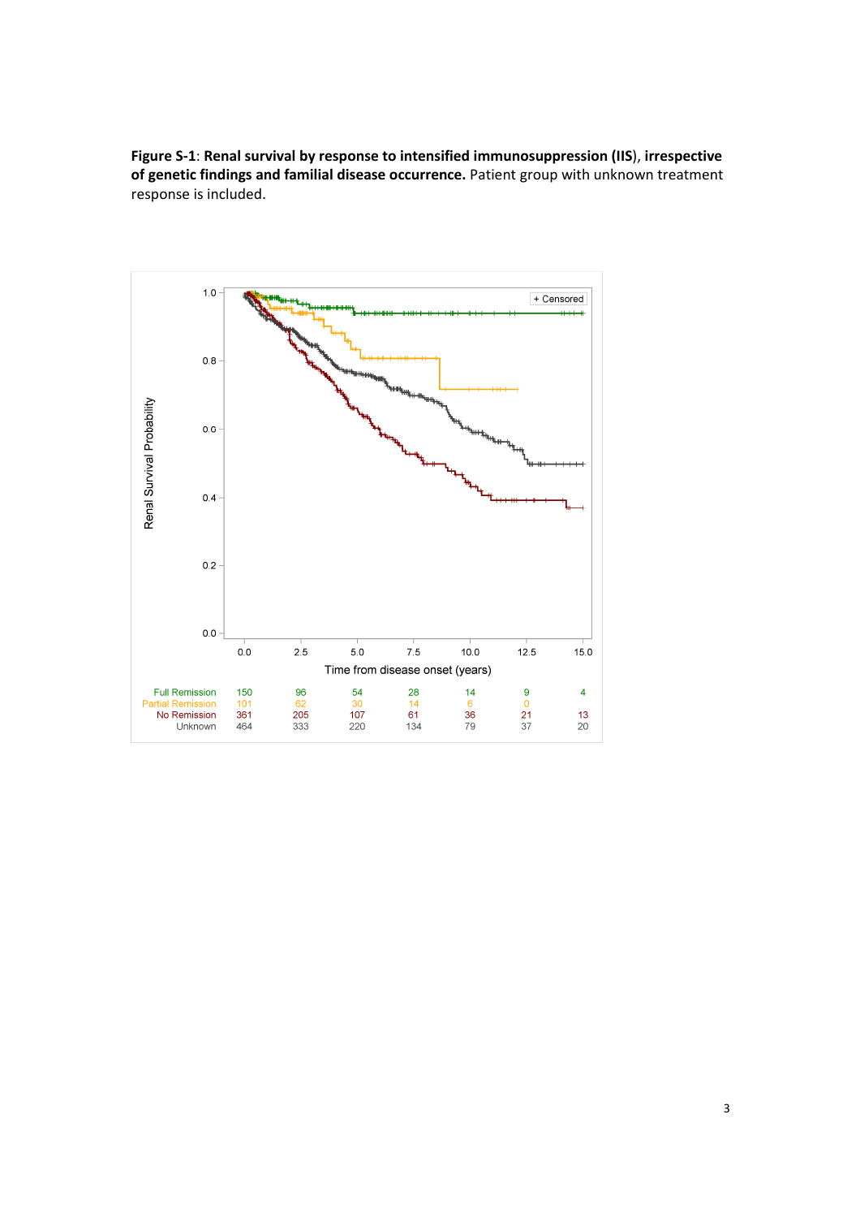**Figure S-1**: **Renal survival by response to intensified immunosuppression (IIS)**, **irrespective of genetic findings and familial disease occurrence.** Patient group with unknown treatment response is included.

| | 0.0 | 2.5 | 5.0 | 7.5 | 10.0 | 12.5 | 15.0 |
|---|---|---|---|---|---|---|---|
| Full Remission | 150 | 96 | 54 | 28 | 14 | 9 | 4 |
| Partial Remission | 101 | 62 | 30 | 14 | 6 | 0 | |
| No Remission | 361 | 205 | 107 | 61 | 36 | 21 | 13 |
| Unknown | 464 | 333 | 220 | 134 | 79 | 37 | 20 |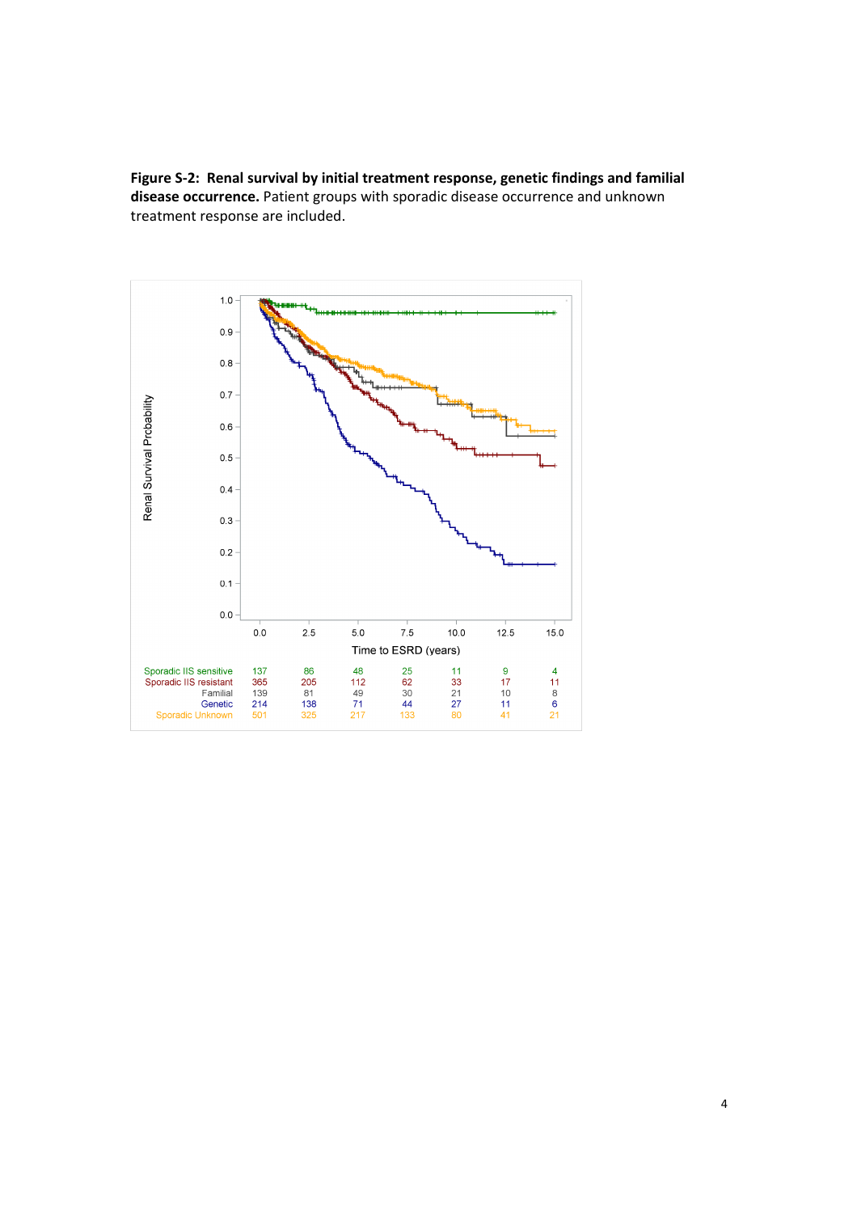**Figure S-2: Renal survival by initial treatment response, genetic findings and familial disease occurrence.** Patient groups with sporadic disease occurrence and unknown treatment response are included.

| | 0.0 | 2.5 | 5.0 | 7.5 | 10.0 | 12.5 | 15.0 |
|---|---|---|---|---|---|---|---|
| Sporadic IIS sensitive | 137 | 86 | 48 | 25 | 11 | 9 | 4 |
| Sporadic IIS resistant | 365 | 205 | 112 | 62 | 33 | 17 | 11 |
| Familial | 139 | 81 | 49 | 30 | 21 | 10 | 8 |
| Genetic | 214 | 138 | 71 | 44 | 27 | 11 | 6 |
| Sporadic Unknown | 501 | 325 | 217 | 133 | 80 | 41 | 21 |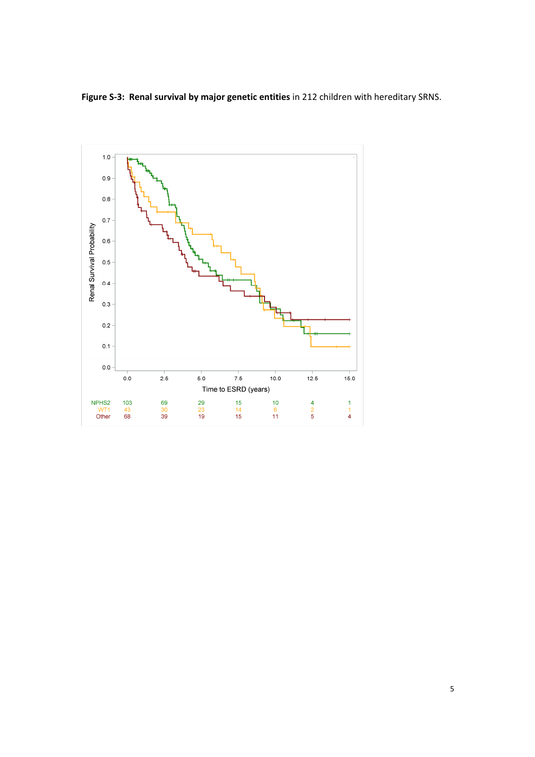**Figure S-3: Renal survival by major genetic entities** in 212 children with hereditary SRNS.

| | 0.0 | 2.5 | 5.0 | 7.5 | 10.0 | 12.5 | 15.0 |
|---|---|---|---|---|---|---|---|
| NPHS2 | 103 | 69 | 29 | 15 | 10 | 4 | 1 |
| WT1 | 43 | 30 | 23 | 14 | 6 | 2 | 1 |
| Other | 68 | 39 | 19 | 15 | 11 | 5 | 4 |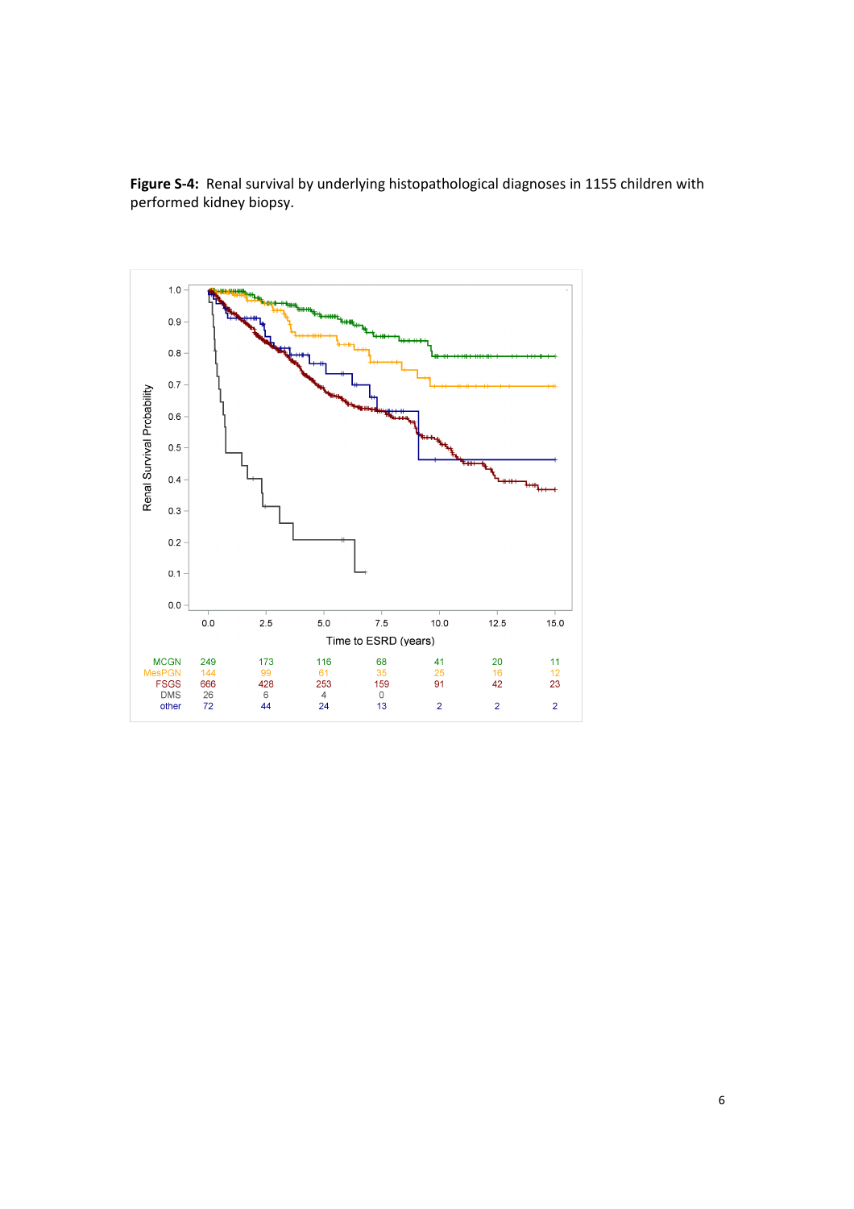**Figure S-4:** Renal survival by underlying histopathological diagnoses in 1155 children with performed kidney biopsy.

Renal Survival Probability

1.0
0.9
0.8
0.7
0.6
0.5
0.4
0.3
0.2
0.1
0.0

0.0 2.5 5.0 7.5 10.0 12.5 15.0

Time to ESRD (years)

MCGN 249 173 116 68 41 20 11

MesPGN 144 99 61 35 25 16 12

FSGS 666 428 253 159 91 42 23

DMS 26 6 4 0

other 72 44 24 13 2 2 2